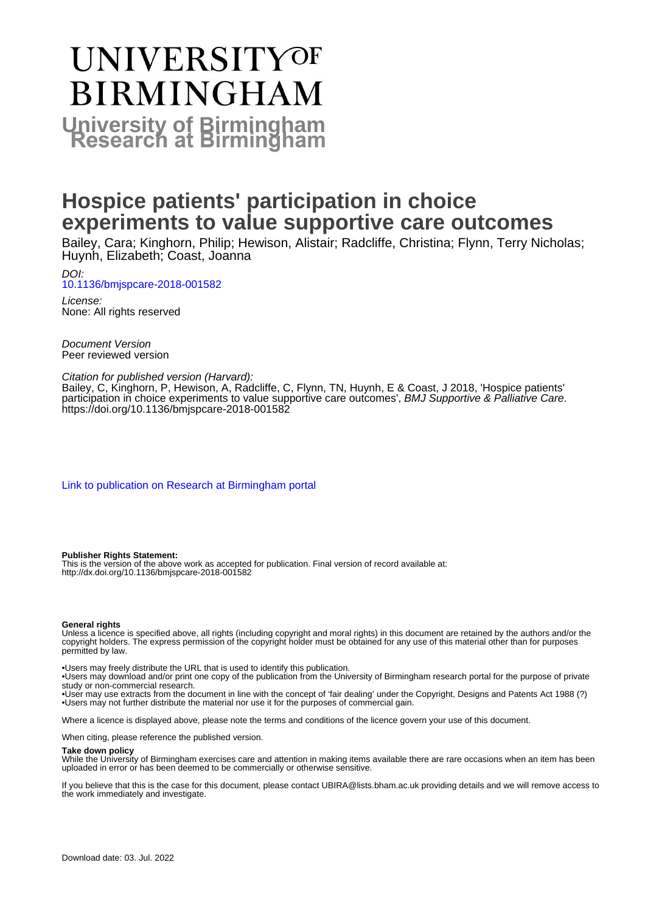# UNIVERSITY OF BIRMINGHAM

## University of Birmingham Research at Birmingham

# Hospice patients' participation in choice experiments to value supportive care outcomes

Bailey, Cara; Kinghorn, Philip; Hewison, Alistair; Radcliffe, Christina; Flynn, Terry Nicholas; Huynh, Elizabeth; Coast, Joanna

*DOI:*
10.1136/bmjspcare-2018-001582

*License:*
None: All rights reserved

*Document Version*
Peer reviewed version

*Citation for published version (Harvard):*
Bailey, C, Kinghorn, P, Hewison, A, Radcliffe, C, Flynn, TN, Huynh, E & Coast, J 2018, 'Hospice patients' participation in choice experiments to value supportive care outcomes', *BMJ Supportive & Palliative Care*. https://doi.org/10.1136/bmjspcare-2018-001582

Link to publication on Research at Birmingham portal

**Publisher Rights Statement:**
This is the version of the above work as accepted for publication. Final version of record available at: http://dx.doi.org/10.1136/bmjspcare-2018-001582

**General rights**
Unless a licence is specified above, all rights (including copyright and moral rights) in this document are retained by the authors and/or the copyright holders. The express permission of the copyright holder must be obtained for any use of this material other than for purposes permitted by law.

•Users may freely distribute the URL that is used to identify this publication.
•Users may download and/or print one copy of the publication from the University of Birmingham research portal for the purpose of private study or non-commercial research.
•User may use extracts from the document in line with the concept of 'fair dealing' under the Copyright, Designs and Patents Act 1988 (?)
•Users may not further distribute the material nor use it for the purposes of commercial gain.

Where a licence is displayed above, please note the terms and conditions of the licence govern your use of this document.

When citing, please reference the published version.

**Take down policy**
While the University of Birmingham exercises care and attention in making items available there are rare occasions when an item has been uploaded in error or has been deemed to be commercially or otherwise sensitive.

If you believe that this is the case for this document, please contact UBIRA@lists.bham.ac.uk providing details and we will remove access to the work immediately and investigate.

Download date: 03. Jul. 2022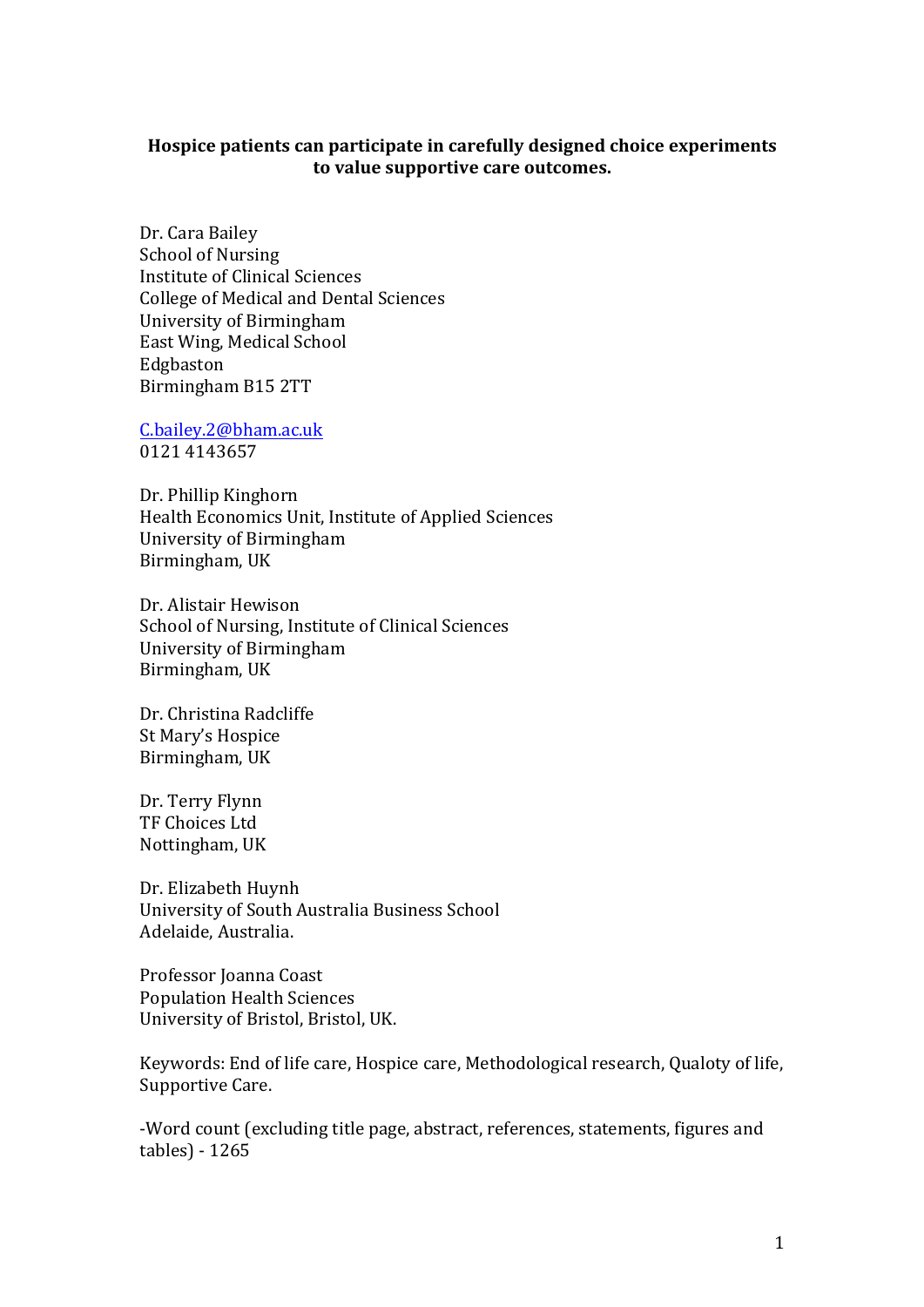**Hospice patients can participate in carefully designed choice experiments to value supportive care outcomes.**

Dr. Cara Bailey
School of Nursing
Institute of Clinical Sciences
College of Medical and Dental Sciences
University of Birmingham
East Wing, Medical School
Edgbaston
Birmingham B15 2TT

C.bailey.2@bham.ac.uk
0121 4143657

Dr. Phillip Kinghorn
Health Economics Unit, Institute of Applied Sciences
University of Birmingham
Birmingham, UK

Dr. Alistair Hewison
School of Nursing, Institute of Clinical Sciences
University of Birmingham
Birmingham, UK

Dr. Christina Radcliffe
St Mary's Hospice
Birmingham, UK

Dr. Terry Flynn
TF Choices Ltd
Nottingham, UK

Dr. Elizabeth Huynh
University of South Australia Business School
Adelaide, Australia.

Professor Joanna Coast
Population Health Sciences
University of Bristol, Bristol, UK.

Keywords: End of life care, Hospice care, Methodological research, Qualoty of life, Supportive Care.

-Word count (excluding title page, abstract, references, statements, figures and tables) - 1265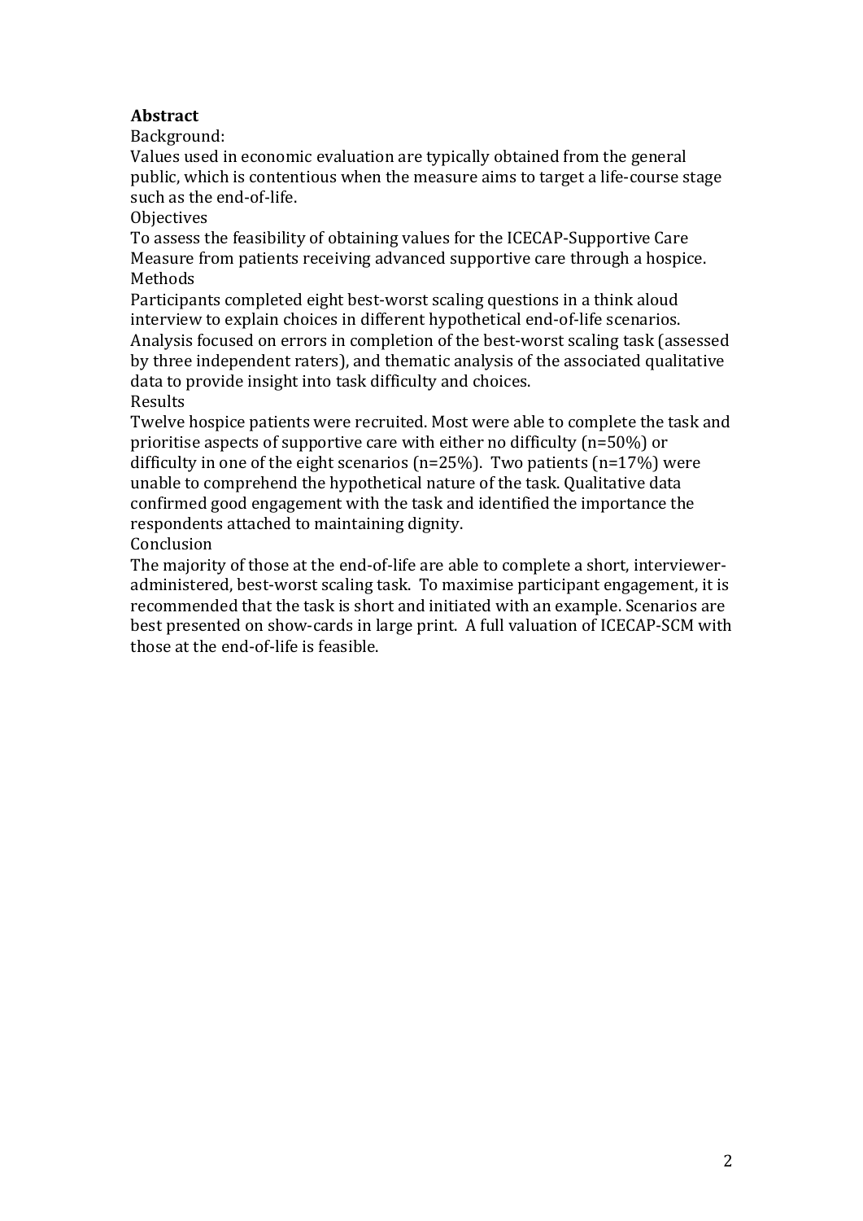## Abstract

Background:

Values used in economic evaluation are typically obtained from the general public, which is contentious when the measure aims to target a life-course stage such as the end-of-life.

Objectives

To assess the feasibility of obtaining values for the ICECAP-Supportive Care Measure from patients receiving advanced supportive care through a hospice.

Methods

Participants completed eight best-worst scaling questions in a think aloud interview to explain choices in different hypothetical end-of-life scenarios. Analysis focused on errors in completion of the best-worst scaling task (assessed by three independent raters), and thematic analysis of the associated qualitative data to provide insight into task difficulty and choices.

Results

Twelve hospice patients were recruited. Most were able to complete the task and prioritise aspects of supportive care with either no difficulty (n=50%) or difficulty in one of the eight scenarios (n=25%). Two patients (n=17%) were unable to comprehend the hypothetical nature of the task. Qualitative data confirmed good engagement with the task and identified the importance the respondents attached to maintaining dignity.

Conclusion

The majority of those at the end-of-life are able to complete a short, interviewer-administered, best-worst scaling task. To maximise participant engagement, it is recommended that the task is short and initiated with an example. Scenarios are best presented on show-cards in large print. A full valuation of ICECAP-SCM with those at the end-of-life is feasible.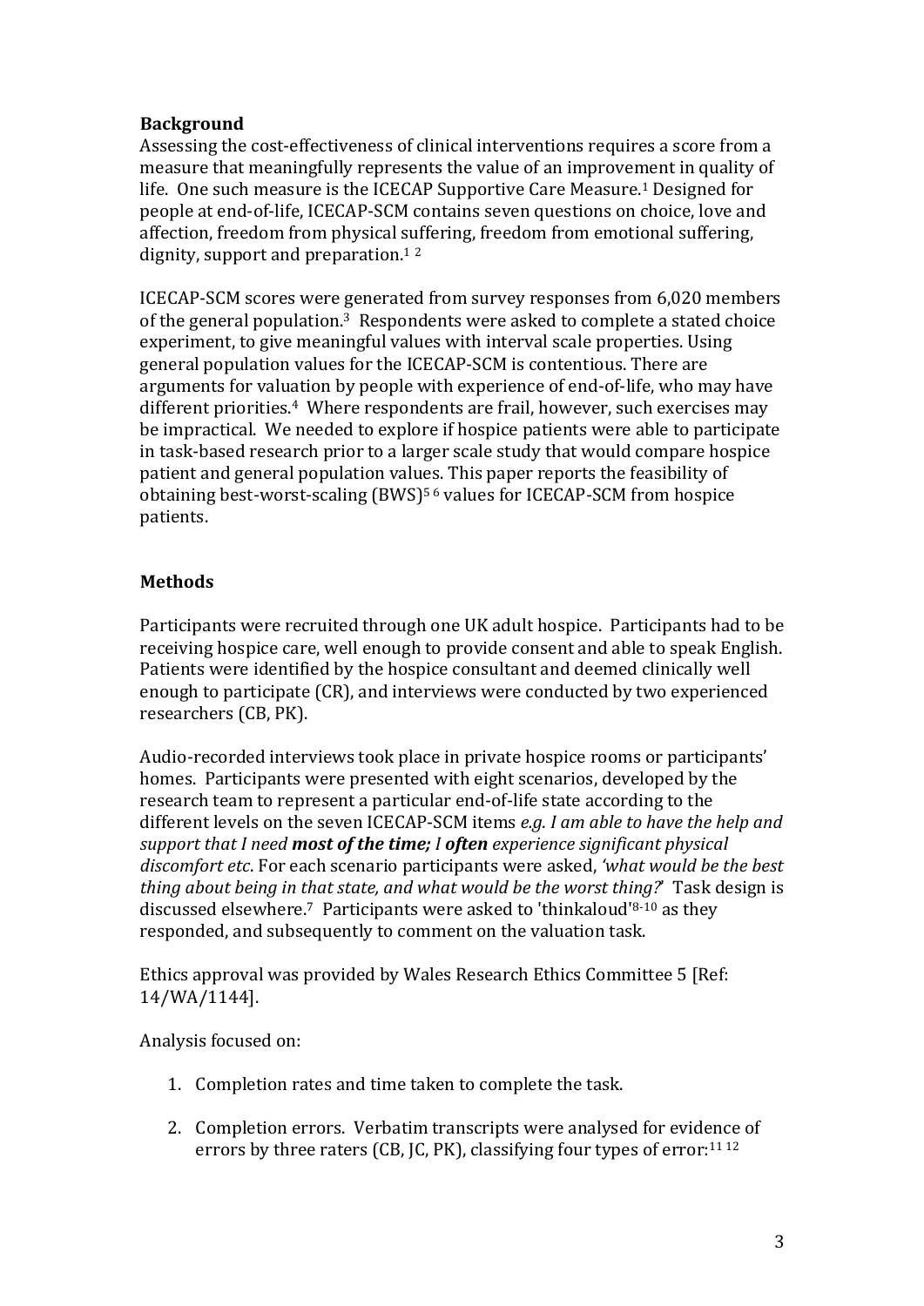## Background

Assessing the cost-effectiveness of clinical interventions requires a score from a measure that meaningfully represents the value of an improvement in quality of life. One such measure is the ICECAP Supportive Care Measure.[1] Designed for people at end-of-life, ICECAP-SCM contains seven questions on choice, love and affection, freedom from physical suffering, freedom from emotional suffering, dignity, support and preparation.[1 2]

ICECAP-SCM scores were generated from survey responses from 6,020 members of the general population.[3] Respondents were asked to complete a stated choice experiment, to give meaningful values with interval scale properties. Using general population values for the ICECAP-SCM is contentious. There are arguments for valuation by people with experience of end-of-life, who may have different priorities.[4] Where respondents are frail, however, such exercises may be impractical. We needed to explore if hospice patients were able to participate in task-based research prior to a larger scale study that would compare hospice patient and general population values. This paper reports the feasibility of obtaining best-worst-scaling (BWS)[5 6] values for ICECAP-SCM from hospice patients.

## Methods

Participants were recruited through one UK adult hospice. Participants had to be receiving hospice care, well enough to provide consent and able to speak English. Patients were identified by the hospice consultant and deemed clinically well enough to participate (CR), and interviews were conducted by two experienced researchers (CB, PK).

Audio-recorded interviews took place in private hospice rooms or participants' homes. Participants were presented with eight scenarios, developed by the research team to represent a particular end-of-life state according to the different levels on the seven ICECAP-SCM items *e.g. I am able to have the help and support that I need* ***most of the time; I often*** *experience significant physical discomfort etc*. For each scenario participants were asked, *'what would be the best thing about being in that state, and what would be the worst thing?'* Task design is discussed elsewhere.[7] Participants were asked to 'thinkaloud'[8-10] as they responded, and subsequently to comment on the valuation task.

Ethics approval was provided by Wales Research Ethics Committee 5 [Ref: 14/WA/1144].

Analysis focused on:

1. Completion rates and time taken to complete the task.

2. Completion errors. Verbatim transcripts were analysed for evidence of errors by three raters (CB, JC, PK), classifying four types of error:[11 12]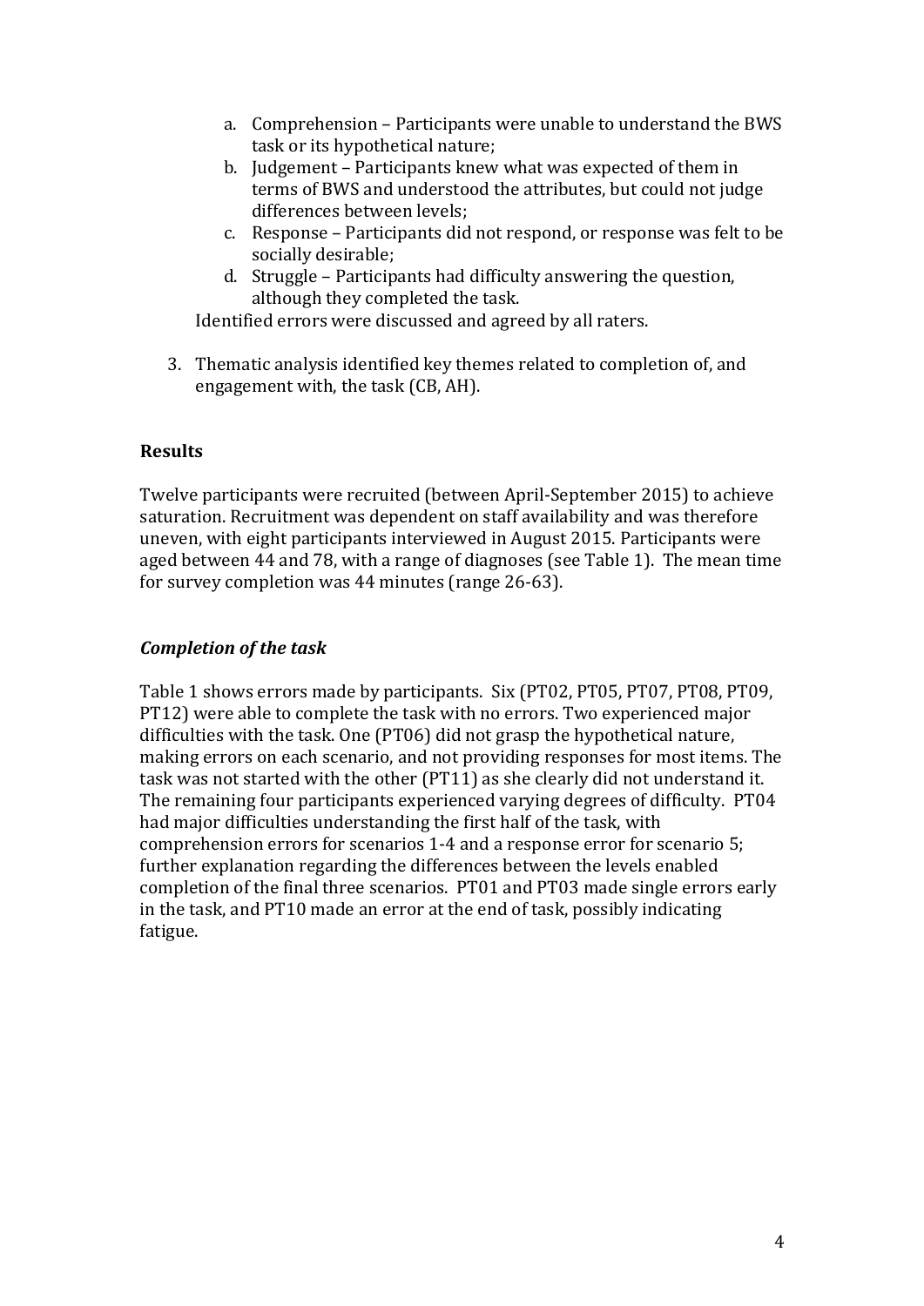a. Comprehension – Participants were unable to understand the BWS task or its hypothetical nature;
b. Judgement – Participants knew what was expected of them in terms of BWS and understood the attributes, but could not judge differences between levels;
c. Response – Participants did not respond, or response was felt to be socially desirable;
d. Struggle – Participants had difficulty answering the question, although they completed the task.

Identified errors were discussed and agreed by all raters.

3. Thematic analysis identified key themes related to completion of, and engagement with, the task (CB, AH).

## Results

Twelve participants were recruited (between April-September 2015) to achieve saturation. Recruitment was dependent on staff availability and was therefore uneven, with eight participants interviewed in August 2015. Participants were aged between 44 and 78, with a range of diagnoses (see Table 1). The mean time for survey completion was 44 minutes (range 26-63).

### *Completion of the task*

Table 1 shows errors made by participants. Six (PT02, PT05, PT07, PT08, PT09, PT12) were able to complete the task with no errors. Two experienced major difficulties with the task. One (PT06) did not grasp the hypothetical nature, making errors on each scenario, and not providing responses for most items. The task was not started with the other (PT11) as she clearly did not understand it. The remaining four participants experienced varying degrees of difficulty. PT04 had major difficulties understanding the first half of the task, with comprehension errors for scenarios 1-4 and a response error for scenario 5; further explanation regarding the differences between the levels enabled completion of the final three scenarios. PT01 and PT03 made single errors early in the task, and PT10 made an error at the end of task, possibly indicating fatigue.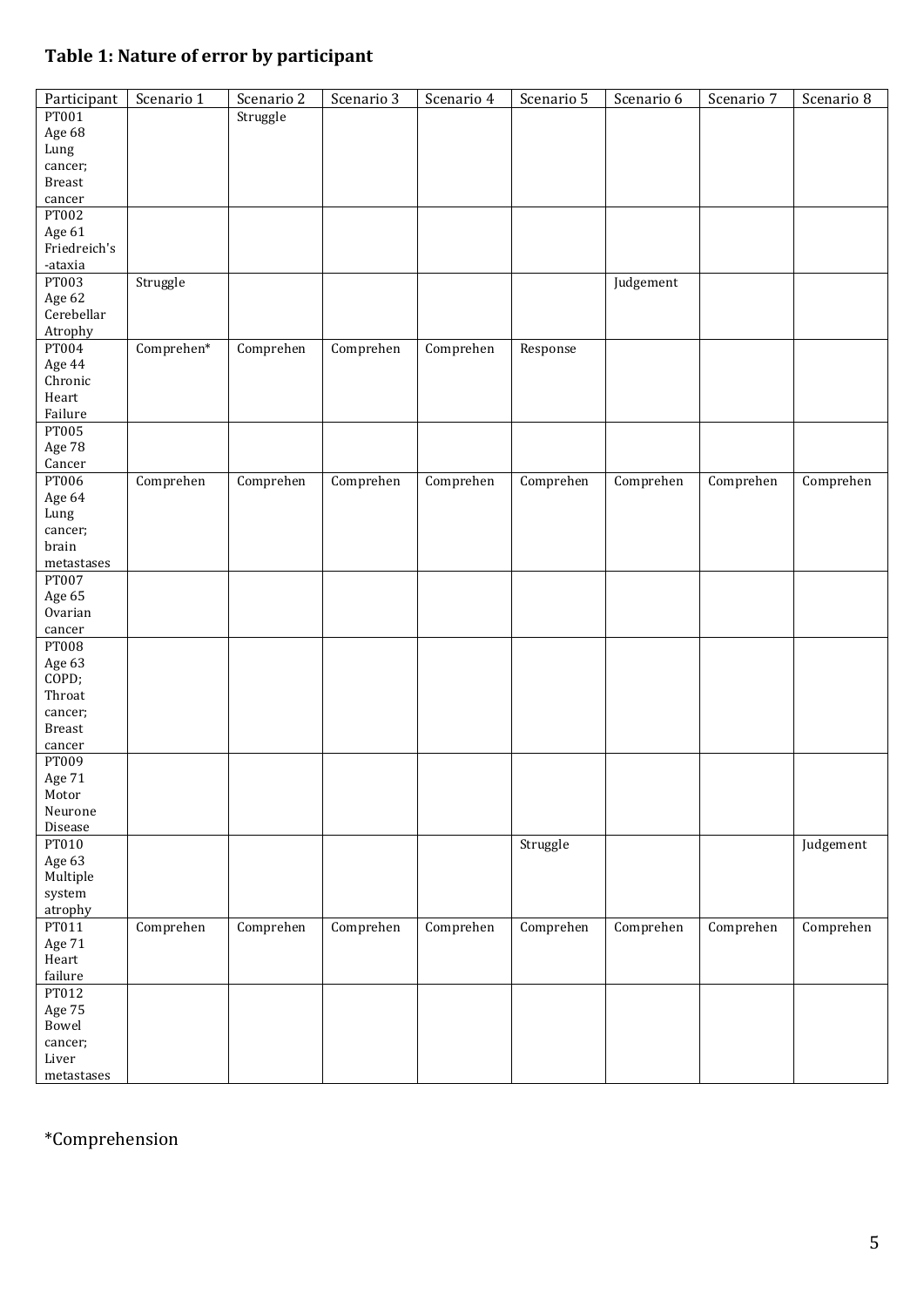### Table 1: Nature of error by participant

| Participant | Scenario 1 | Scenario 2 | Scenario 3 | Scenario 4 | Scenario 5 | Scenario 6 | Scenario 7 | Scenario 8 |
|---|---|---|---|---|---|---|---|---|
| PT001 Age 68 Lung cancer; Breast cancer | | Struggle | | | | | | |
| PT002 Age 61 Friedreich's -ataxia | | | | | | | | |
| PT003 Age 62 Cerebellar Atrophy | Struggle | | | | | Judgement | | |
| PT004 Age 44 Chronic Heart Failure | Comprehen* | Comprehen | Comprehen | Comprehen | Response | | | |
| PT005 Age 78 Cancer | | | | | | | | |
| PT006 Age 64 Lung cancer; brain metastases | Comprehen | Comprehen | Comprehen | Comprehen | Comprehen | Comprehen | Comprehen | Comprehen |
| PT007 Age 65 Ovarian cancer | | | | | | | | |
| PT008 Age 63 COPD; Throat cancer; Breast cancer | | | | | | | | |
| PT009 Age 71 Motor Neurone Disease | | | | | | | | |
| PT010 Age 63 Multiple system atrophy | | | | | Struggle | | | Judgement |
| PT011 Age 71 Heart failure | Comprehen | Comprehen | Comprehen | Comprehen | Comprehen | Comprehen | Comprehen | Comprehen |
| PT012 Age 75 Bowel cancer; Liver metastases | | | | | | | | |

*Comprehension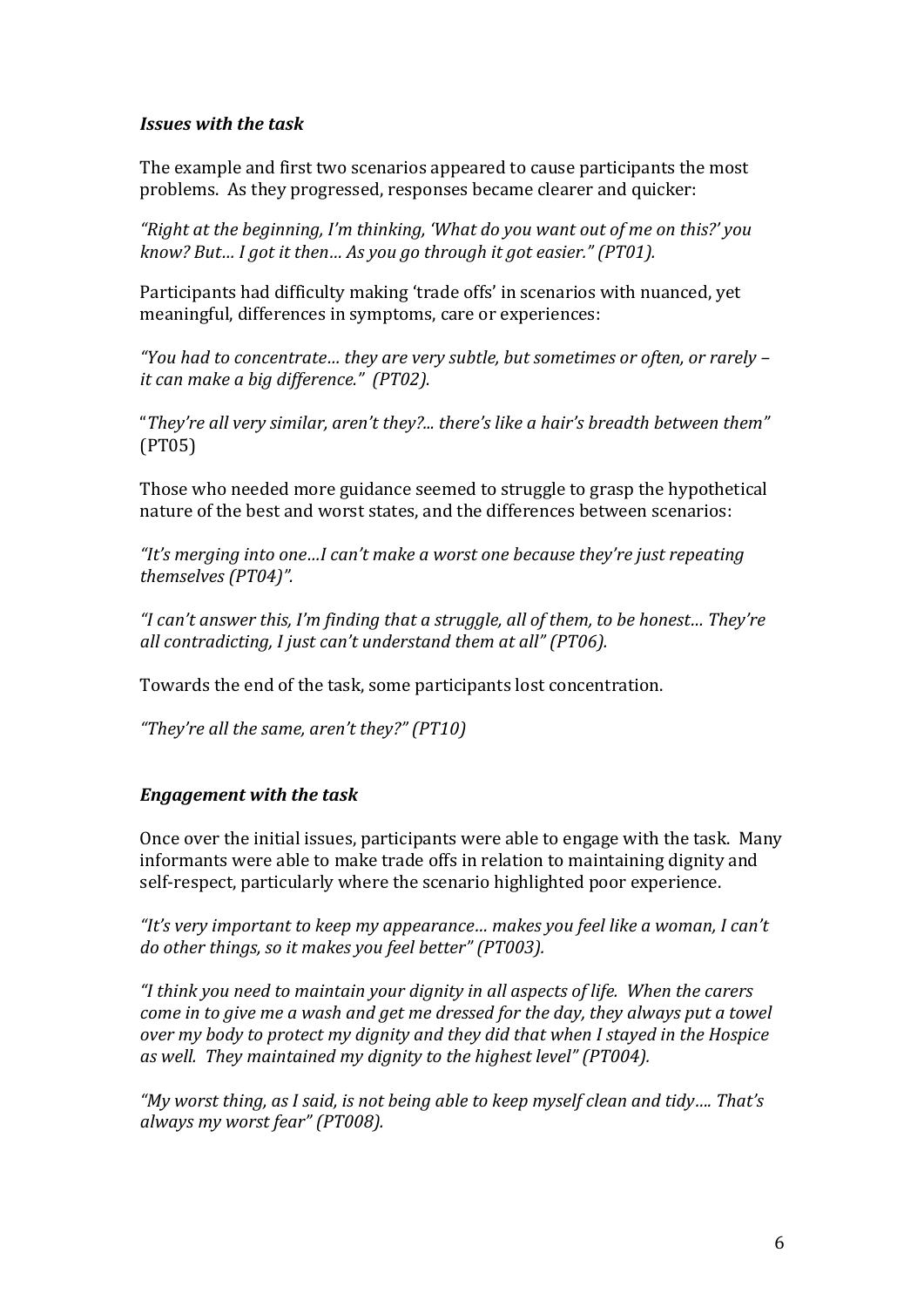### *Issues with the task*

The example and first two scenarios appeared to cause participants the most problems. As they progressed, responses became clearer and quicker:

*"Right at the beginning, I'm thinking, 'What do you want out of me on this?' you know? But… I got it then… As you go through it got easier." (PT01).*

Participants had difficulty making 'trade offs' in scenarios with nuanced, yet meaningful, differences in symptoms, care or experiences:

*"You had to concentrate… they are very subtle, but sometimes or often, or rarely – it can make a big difference." (PT02).*

"*They're all very similar, aren't they?... there's like a hair's breadth between them"* (PT05)

Those who needed more guidance seemed to struggle to grasp the hypothetical nature of the best and worst states, and the differences between scenarios:

*"It's merging into one…I can't make a worst one because they're just repeating themselves (PT04)".*

*"I can't answer this, I'm finding that a struggle, all of them, to be honest… They're all contradicting, I just can't understand them at all" (PT06).*

Towards the end of the task, some participants lost concentration.

*"They're all the same, aren't they?" (PT10)*

### *Engagement with the task*

Once over the initial issues, participants were able to engage with the task. Many informants were able to make trade offs in relation to maintaining dignity and self-respect, particularly where the scenario highlighted poor experience.

*"It's very important to keep my appearance… makes you feel like a woman, I can't do other things, so it makes you feel better" (PT003).*

*"I think you need to maintain your dignity in all aspects of life. When the carers come in to give me a wash and get me dressed for the day, they always put a towel over my body to protect my dignity and they did that when I stayed in the Hospice as well. They maintained my dignity to the highest level" (PT004).*

*"My worst thing, as I said, is not being able to keep myself clean and tidy…. That's always my worst fear" (PT008).*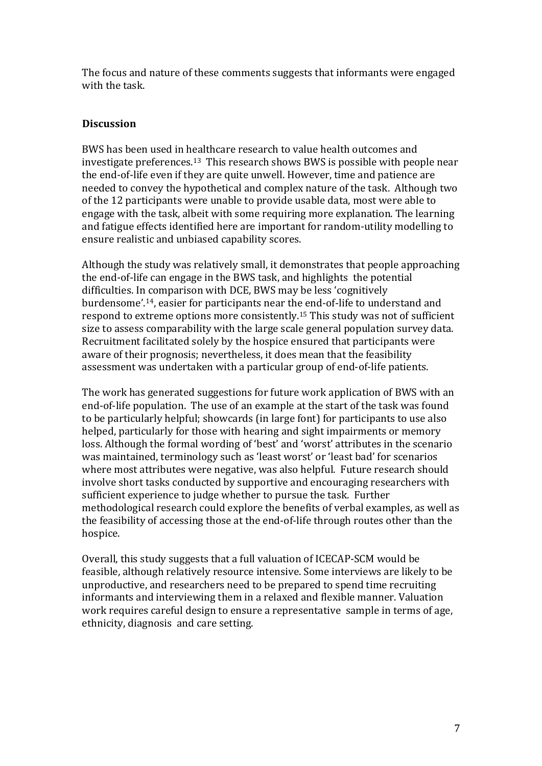The focus and nature of these comments suggests that informants were engaged with the task.

## Discussion

BWS has been used in healthcare research to value health outcomes and investigate preferences.[13] This research shows BWS is possible with people near the end-of-life even if they are quite unwell. However, time and patience are needed to convey the hypothetical and complex nature of the task. Although two of the 12 participants were unable to provide usable data, most were able to engage with the task, albeit with some requiring more explanation. The learning and fatigue effects identified here are important for random-utility modelling to ensure realistic and unbiased capability scores.

Although the study was relatively small, it demonstrates that people approaching the end-of-life can engage in the BWS task, and highlights the potential difficulties. In comparison with DCE, BWS may be less 'cognitively burdensome'.[14], easier for participants near the end-of-life to understand and respond to extreme options more consistently.[15] This study was not of sufficient size to assess comparability with the large scale general population survey data. Recruitment facilitated solely by the hospice ensured that participants were aware of their prognosis; nevertheless, it does mean that the feasibility assessment was undertaken with a particular group of end-of-life patients.

The work has generated suggestions for future work application of BWS with an end-of-life population. The use of an example at the start of the task was found to be particularly helpful; showcards (in large font) for participants to use also helped, particularly for those with hearing and sight impairments or memory loss. Although the formal wording of 'best' and 'worst' attributes in the scenario was maintained, terminology such as 'least worst' or 'least bad' for scenarios where most attributes were negative, was also helpful. Future research should involve short tasks conducted by supportive and encouraging researchers with sufficient experience to judge whether to pursue the task. Further methodological research could explore the benefits of verbal examples, as well as the feasibility of accessing those at the end-of-life through routes other than the hospice.

Overall, this study suggests that a full valuation of ICECAP-SCM would be feasible, although relatively resource intensive. Some interviews are likely to be unproductive, and researchers need to be prepared to spend time recruiting informants and interviewing them in a relaxed and flexible manner. Valuation work requires careful design to ensure a representative sample in terms of age, ethnicity, diagnosis and care setting.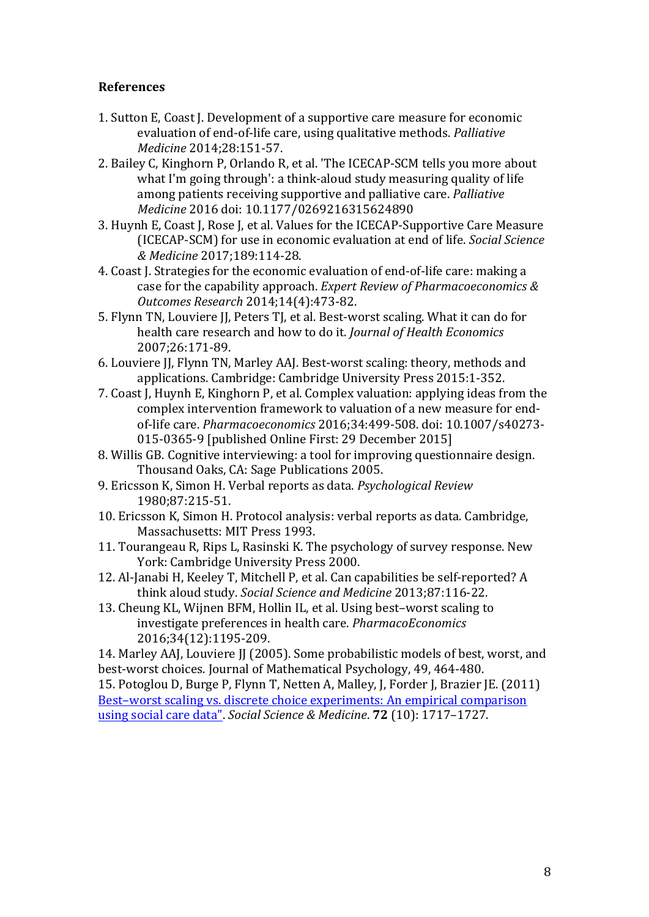**References**

1. Sutton E, Coast J. Development of a supportive care measure for economic evaluation of end-of-life care, using qualitative methods. *Palliative Medicine* 2014;28:151-57.
2. Bailey C, Kinghorn P, Orlando R, et al. 'The ICECAP-SCM tells you more about what I'm going through': a think-aloud study measuring quality of life among patients receiving supportive and palliative care. *Palliative Medicine* 2016 doi: 10.1177/0269216315624890
3. Huynh E, Coast J, Rose J, et al. Values for the ICECAP-Supportive Care Measure (ICECAP-SCM) for use in economic evaluation at end of life. *Social Science & Medicine* 2017;189:114-28.
4. Coast J. Strategies for the economic evaluation of end-of-life care: making a case for the capability approach. *Expert Review of Pharmacoeconomics & Outcomes Research* 2014;14(4):473-82.
5. Flynn TN, Louviere JJ, Peters TJ, et al. Best-worst scaling. What it can do for health care research and how to do it. *Journal of Health Economics* 2007;26:171-89.
6. Louviere JJ, Flynn TN, Marley AAJ. Best-worst scaling: theory, methods and applications. Cambridge: Cambridge University Press 2015:1-352.
7. Coast J, Huynh E, Kinghorn P, et al. Complex valuation: applying ideas from the complex intervention framework to valuation of a new measure for end-of-life care. *Pharmacoeconomics* 2016;34:499-508. doi: 10.1007/s40273-015-0365-9 [published Online First: 29 December 2015]
8. Willis GB. Cognitive interviewing: a tool for improving questionnaire design. Thousand Oaks, CA: Sage Publications 2005.
9. Ericsson K, Simon H. Verbal reports as data. *Psychological Review* 1980;87:215-51.
10. Ericsson K, Simon H. Protocol analysis: verbal reports as data. Cambridge, Massachusetts: MIT Press 1993.
11. Tourangeau R, Rips L, Rasinski K. The psychology of survey response. New York: Cambridge University Press 2000.
12. Al-Janabi H, Keeley T, Mitchell P, et al. Can capabilities be self-reported? A think aloud study. *Social Science and Medicine* 2013;87:116-22.
13. Cheung KL, Wijnen BFM, Hollin IL, et al. Using best–worst scaling to investigate preferences in health care. *PharmacoEconomics* 2016;34(12):1195-209.
14. Marley AAJ, Louviere JJ (2005). Some probabilistic models of best, worst, and best-worst choices. Journal of Mathematical Psychology, 49, 464-480.
15. Potoglou D, Burge P, Flynn T, Netten A, Malley, J, Forder J, Brazier JE. (2011) Best–worst scaling vs. discrete choice experiments: An empirical comparison using social care data". *Social Science & Medicine*. **72** (10): 1717–1727.